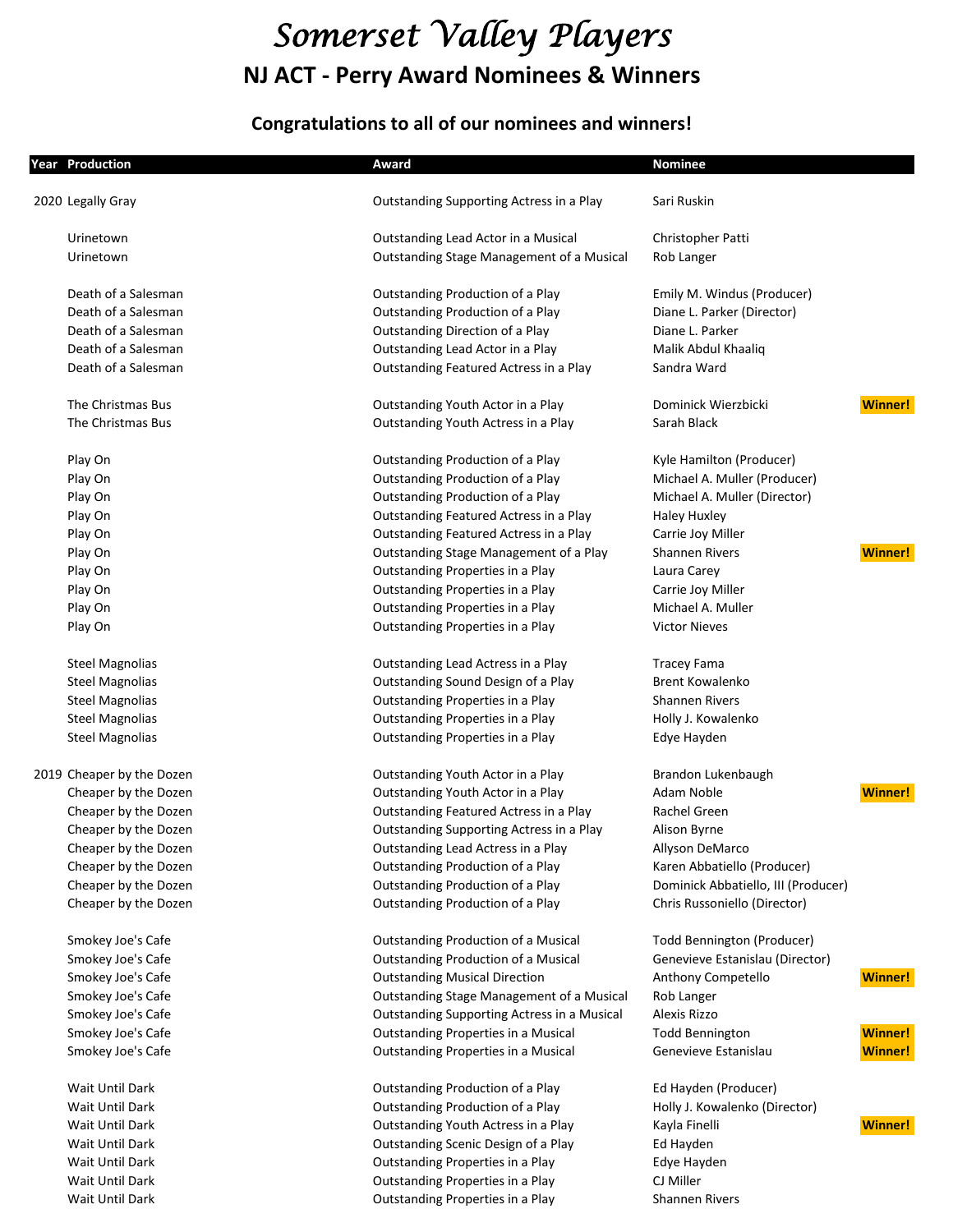# *Somerset Valley Players*

## NJ ACT - Perry Award Nominees & Winners

### Congratulations to all of our nominees and winners!

| Year | Production | Award | Nominee | |
|---|---|---|---|---|
| 2020 | Legally Gray | Outstanding Supporting Actress in a Play | Sari Ruskin | |
| | Urinetown | Outstanding Lead Actor in a Musical | Christopher Patti | |
| | Urinetown | Outstanding Stage Management of a Musical | Rob Langer | |
| | Death of a Salesman | Outstanding Production of a Play | Emily M. Windus (Producer) | |
| | Death of a Salesman | Outstanding Production of a Play | Diane L. Parker (Director) | |
| | Death of a Salesman | Outstanding Direction of a Play | Diane L. Parker | |
| | Death of a Salesman | Outstanding Lead Actor in a Play | Malik Abdul Khaaliq | |
| | Death of a Salesman | Outstanding Featured Actress in a Play | Sandra Ward | |
| | The Christmas Bus | Outstanding Youth Actor in a Play | Dominick Wierzbicki | Winner! |
| | The Christmas Bus | Outstanding Youth Actress in a Play | Sarah Black | |
| | Play On | Outstanding Production of a Play | Kyle Hamilton (Producer) | |
| | Play On | Outstanding Production of a Play | Michael A. Muller (Producer) | |
| | Play On | Outstanding Production of a Play | Michael A. Muller (Director) | |
| | Play On | Outstanding Featured Actress in a Play | Haley Huxley | |
| | Play On | Outstanding Featured Actress in a Play | Carrie Joy Miller | |
| | Play On | Outstanding Stage Management of a Play | Shannen Rivers | Winner! |
| | Play On | Outstanding Properties in a Play | Laura Carey | |
| | Play On | Outstanding Properties in a Play | Carrie Joy Miller | |
| | Play On | Outstanding Properties in a Play | Michael A. Muller | |
| | Play On | Outstanding Properties in a Play | Victor Nieves | |
| | Steel Magnolias | Outstanding Lead Actress in a Play | Tracey Fama | |
| | Steel Magnolias | Outstanding Sound Design of a Play | Brent Kowalenko | |
| | Steel Magnolias | Outstanding Properties in a Play | Shannen Rivers | |
| | Steel Magnolias | Outstanding Properties in a Play | Holly J. Kowalenko | |
| | Steel Magnolias | Outstanding Properties in a Play | Edye Hayden | |
| 2019 | Cheaper by the Dozen | Outstanding Youth Actor in a Play | Brandon Lukenbaugh | |
| | Cheaper by the Dozen | Outstanding Youth Actor in a Play | Adam Noble | Winner! |
| | Cheaper by the Dozen | Outstanding Featured Actress in a Play | Rachel Green | |
| | Cheaper by the Dozen | Outstanding Supporting Actress in a Play | Alison Byrne | |
| | Cheaper by the Dozen | Outstanding Lead Actress in a Play | Allyson DeMarco | |
| | Cheaper by the Dozen | Outstanding Production of a Play | Karen Abbatiello (Producer) | |
| | Cheaper by the Dozen | Outstanding Production of a Play | Dominick Abbatiello, III (Producer) | |
| | Cheaper by the Dozen | Outstanding Production of a Play | Chris Russoniello (Director) | |
| | Smokey Joe's Cafe | Outstanding Production of a Musical | Todd Bennington (Producer) | |
| | Smokey Joe's Cafe | Outstanding Production of a Musical | Genevieve Estanislau (Director) | |
| | Smokey Joe's Cafe | Outstanding Musical Direction | Anthony Competello | Winner! |
| | Smokey Joe's Cafe | Outstanding Stage Management of a Musical | Rob Langer | |
| | Smokey Joe's Cafe | Outstanding Supporting Actress in a Musical | Alexis Rizzo | |
| | Smokey Joe's Cafe | Outstanding Properties in a Musical | Todd Bennington | Winner! |
| | Smokey Joe's Cafe | Outstanding Properties in a Musical | Genevieve Estanislau | Winner! |
| | Wait Until Dark | Outstanding Production of a Play | Ed Hayden (Producer) | |
| | Wait Until Dark | Outstanding Production of a Play | Holly J. Kowalenko (Director) | |
| | Wait Until Dark | Outstanding Youth Actress in a Play | Kayla Finelli | Winner! |
| | Wait Until Dark | Outstanding Scenic Design of a Play | Ed Hayden | |
| | Wait Until Dark | Outstanding Properties in a Play | Edye Hayden | |
| | Wait Until Dark | Outstanding Properties in a Play | CJ Miller | |
| | Wait Until Dark | Outstanding Properties in a Play | Shannen Rivers | |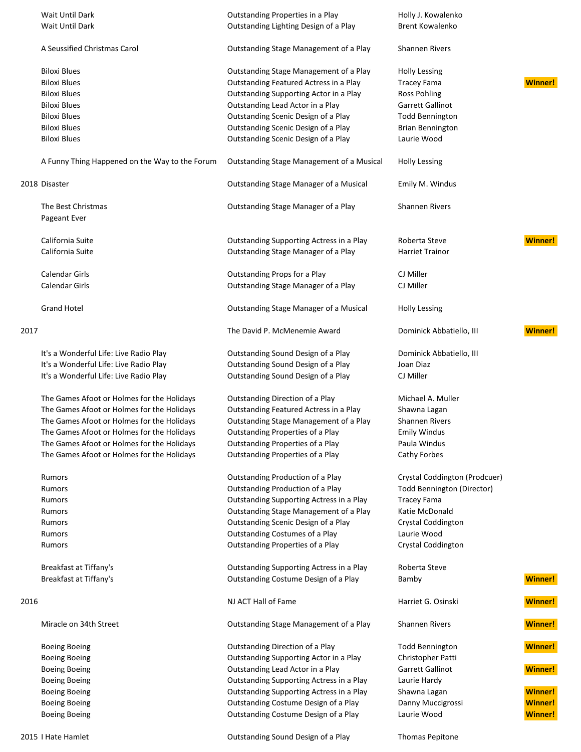| Year | Production | Award | Nominee | Result |
|---|---|---|---|---|
| | Wait Until Dark | Outstanding Properties in a Play | Holly J. Kowalenko | |
| | Wait Until Dark | Outstanding Lighting Design of a Play | Brent Kowalenko | |
| | A Seussified Christmas Carol | Outstanding Stage Management of a Play | Shannen Rivers | |
| | Biloxi Blues | Outstanding Stage Management of a Play | Holly Lessing | |
| | Biloxi Blues | Outstanding Featured Actress in a Play | Tracey Fama | Winner! |
| | Biloxi Blues | Outstanding Supporting Actor in a Play | Ross Pohling | |
| | Biloxi Blues | Outstanding Lead Actor in a Play | Garrett Gallinot | |
| | Biloxi Blues | Outstanding Scenic Design of a Play | Todd Bennington | |
| | Biloxi Blues | Outstanding Scenic Design of a Play | Brian Bennington | |
| | Biloxi Blues | Outstanding Scenic Design of a Play | Laurie Wood | |
| | A Funny Thing Happened on the Way to the Forum | Outstanding Stage Management of a Musical | Holly Lessing | |
| 2018 | Disaster | Outstanding Stage Manager of a Musical | Emily M. Windus | |
| | The Best Christmas Pageant Ever | Outstanding Stage Manager of a Play | Shannen Rivers | |
| | California Suite | Outstanding Supporting Actress in a Play | Roberta Steve | Winner! |
| | California Suite | Outstanding Stage Manager of a Play | Harriet Trainor | |
| | Calendar Girls | Outstanding Props for a Play | CJ Miller | |
| | Calendar Girls | Outstanding Stage Manager of a Play | CJ Miller | |
| | Grand Hotel | Outstanding Stage Manager of a Musical | Holly Lessing | |
| 2017 | | The David P. McMenemie Award | Dominick Abbatiello, III | Winner! |
| | It's a Wonderful Life: Live Radio Play | Outstanding Sound Design of a Play | Dominick Abbatiello, III | |
| | It's a Wonderful Life: Live Radio Play | Outstanding Sound Design of a Play | Joan Diaz | |
| | It's a Wonderful Life: Live Radio Play | Outstanding Sound Design of a Play | CJ Miller | |
| | The Games Afoot or Holmes for the Holidays | Outstanding Direction of a Play | Michael A. Muller | |
| | The Games Afoot or Holmes for the Holidays | Outstanding Featured Actress in a Play | Shawna Lagan | |
| | The Games Afoot or Holmes for the Holidays | Outstanding Stage Management of a Play | Shannen Rivers | |
| | The Games Afoot or Holmes for the Holidays | Outstanding Properties of a Play | Emily Windus | |
| | The Games Afoot or Holmes for the Holidays | Outstanding Properties of a Play | Paula Windus | |
| | The Games Afoot or Holmes for the Holidays | Outstanding Properties of a Play | Cathy Forbes | |
| | Rumors | Outstanding Production of a Play | Crystal Coddington (Prodcuer) | |
| | Rumors | Outstanding Production of a Play | Todd Bennington (Director) | |
| | Rumors | Outstanding Supporting Actress in a Play | Tracey Fama | |
| | Rumors | Outstanding Stage Management of a Play | Katie McDonald | |
| | Rumors | Outstanding Scenic Design of a Play | Crystal Coddington | |
| | Rumors | Outstanding Costumes of a Play | Laurie Wood | |
| | Rumors | Outstanding Properties of a Play | Crystal Coddington | |
| | Breakfast at Tiffany's | Outstanding Supporting Actress in a Play | Roberta Steve | |
| | Breakfast at Tiffany's | Outstanding Costume Design of a Play | Bamby | Winner! |
| 2016 | | NJ ACT Hall of Fame | Harriet G. Osinski | Winner! |
| | Miracle on 34th Street | Outstanding Stage Management of a Play | Shannen Rivers | Winner! |
| | Boeing Boeing | Outstanding Direction of a Play | Todd Bennington | Winner! |
| | Boeing Boeing | Outstanding Supporting Actor in a Play | Christopher Patti | |
| | Boeing Boeing | Outstanding Lead Actor in a Play | Garrett Gallinot | Winner! |
| | Boeing Boeing | Outstanding Supporting Actress in a Play | Laurie Hardy | |
| | Boeing Boeing | Outstanding Supporting Actress in a Play | Shawna Lagan | Winner! |
| | Boeing Boeing | Outstanding Costume Design of a Play | Danny Muccigrossi | Winner! |
| | Boeing Boeing | Outstanding Costume Design of a Play | Laurie Wood | Winner! |
| 2015 | I Hate Hamlet | Outstanding Sound Design of a Play | Thomas Pepitone | |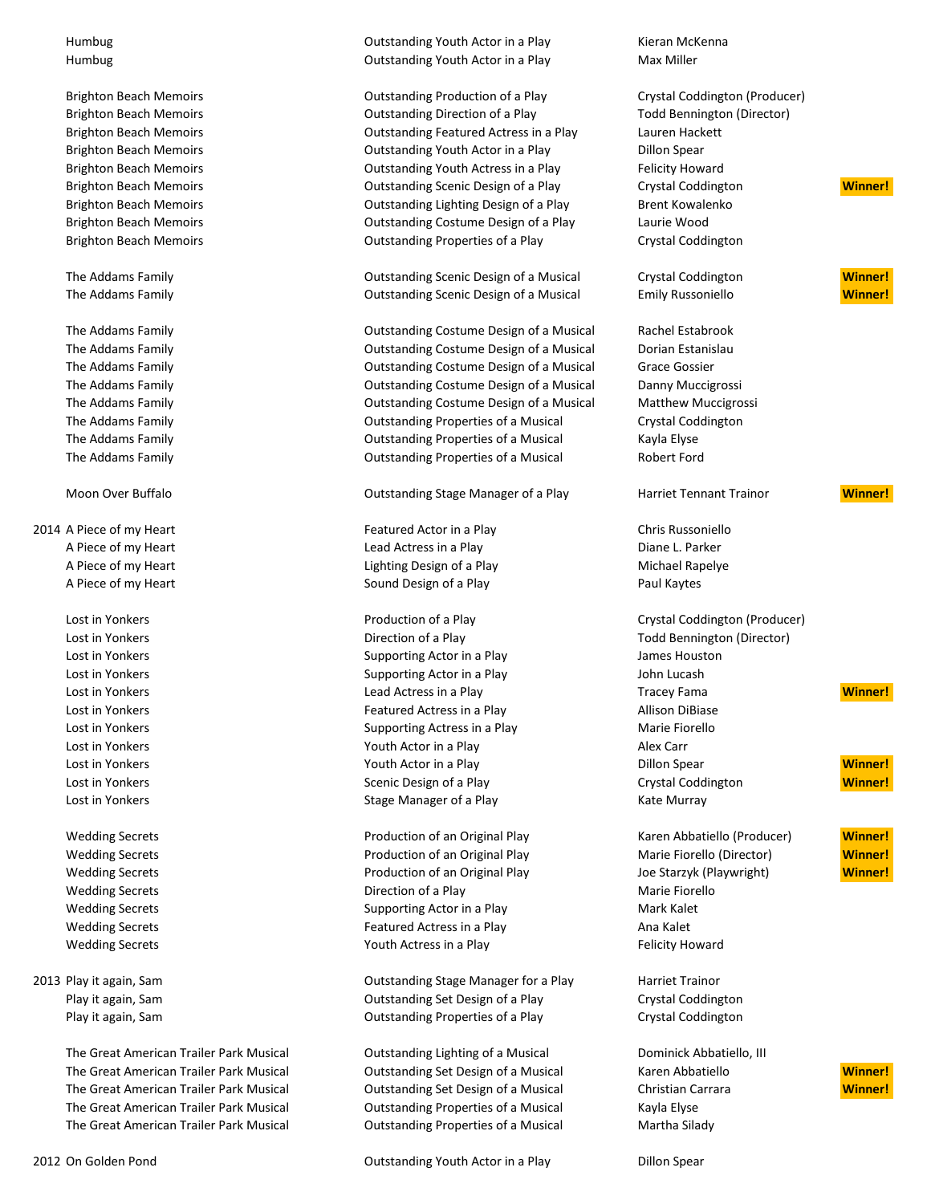| Year | Production | Category | Nominee | Result |
|---|---|---|---|---|
| | Humbug | Outstanding Youth Actor in a Play | Kieran McKenna | |
| | Humbug | Outstanding Youth Actor in a Play | Max Miller | |
| | | | | |
| | Brighton Beach Memoirs | Outstanding Production of a Play | Crystal Coddington (Producer) | |
| | Brighton Beach Memoirs | Outstanding Direction of a Play | Todd Bennington (Director) | |
| | Brighton Beach Memoirs | Outstanding Featured Actress in a Play | Lauren Hackett | |
| | Brighton Beach Memoirs | Outstanding Youth Actor in a Play | Dillon Spear | |
| | Brighton Beach Memoirs | Outstanding Youth Actress in a Play | Felicity Howard | |
| | Brighton Beach Memoirs | Outstanding Scenic Design of a Play | Crystal Coddington | Winner! |
| | Brighton Beach Memoirs | Outstanding Lighting Design of a Play | Brent Kowalenko | |
| | Brighton Beach Memoirs | Outstanding Costume Design of a Play | Laurie Wood | |
| | Brighton Beach Memoirs | Outstanding Properties of a Play | Crystal Coddington | |
| | | | | |
| | The Addams Family | Outstanding Scenic Design of a Musical | Crystal Coddington | Winner! |
| | The Addams Family | Outstanding Scenic Design of a Musical | Emily Russoniello | Winner! |
| | | | | |
| | The Addams Family | Outstanding Costume Design of a Musical | Rachel Estabrook | |
| | The Addams Family | Outstanding Costume Design of a Musical | Dorian Estanislau | |
| | The Addams Family | Outstanding Costume Design of a Musical | Grace Gossier | |
| | The Addams Family | Outstanding Costume Design of a Musical | Danny Muccigrossi | |
| | The Addams Family | Outstanding Costume Design of a Musical | Matthew Muccigrossi | |
| | The Addams Family | Outstanding Properties of a Musical | Crystal Coddington | |
| | The Addams Family | Outstanding Properties of a Musical | Kayla Elyse | |
| | The Addams Family | Outstanding Properties of a Musical | Robert Ford | |
| | | | | |
| | Moon Over Buffalo | Outstanding Stage Manager of a Play | Harriet Tennant Trainor | Winner! |
| | | | | |
| 2014 | A Piece of my Heart | Featured Actor in a Play | Chris Russoniello | |
| | A Piece of my Heart | Lead Actress in a Play | Diane L. Parker | |
| | A Piece of my Heart | Lighting Design of a Play | Michael Rapelye | |
| | A Piece of my Heart | Sound Design of a Play | Paul Kaytes | |
| | | | | |
| | Lost in Yonkers | Production of a Play | Crystal Coddington (Producer) | |
| | Lost in Yonkers | Direction of a Play | Todd Bennington (Director) | |
| | Lost in Yonkers | Supporting Actor in a Play | James Houston | |
| | Lost in Yonkers | Supporting Actor in a Play | John Lucash | |
| | Lost in Yonkers | Lead Actress in a Play | Tracey Fama | Winner! |
| | Lost in Yonkers | Featured Actress in a Play | Allison DiBiase | |
| | Lost in Yonkers | Supporting Actress in a Play | Marie Fiorello | |
| | Lost in Yonkers | Youth Actor in a Play | Alex Carr | |
| | Lost in Yonkers | Youth Actor in a Play | Dillon Spear | Winner! |
| | Lost in Yonkers | Scenic Design of a Play | Crystal Coddington | Winner! |
| | Lost in Yonkers | Stage Manager of a Play | Kate Murray | |
| | | | | |
| | Wedding Secrets | Production of an Original Play | Karen Abbatiello (Producer) | Winner! |
| | Wedding Secrets | Production of an Original Play | Marie Fiorello (Director) | Winner! |
| | Wedding Secrets | Production of an Original Play | Joe Starzyk (Playwright) | Winner! |
| | Wedding Secrets | Direction of a Play | Marie Fiorello | |
| | Wedding Secrets | Supporting Actor in a Play | Mark Kalet | |
| | Wedding Secrets | Featured Actress in a Play | Ana Kalet | |
| | Wedding Secrets | Youth Actress in a Play | Felicity Howard | |
| | | | | |
| 2013 | Play it again, Sam | Outstanding Stage Manager for a Play | Harriet Trainor | |
| | Play it again, Sam | Outstanding Set Design of a Play | Crystal Coddington | |
| | Play it again, Sam | Outstanding Properties of a Play | Crystal Coddington | |
| | | | | |
| | The Great American Trailer Park Musical | Outstanding Lighting of a Musical | Dominick Abbatiello, III | |
| | The Great American Trailer Park Musical | Outstanding Set Design of a Musical | Karen Abbatiello | Winner! |
| | The Great American Trailer Park Musical | Outstanding Set Design of a Musical | Christian Carrara | Winner! |
| | The Great American Trailer Park Musical | Outstanding Properties of a Musical | Kayla Elyse | |
| | The Great American Trailer Park Musical | Outstanding Properties of a Musical | Martha Silady | |
| | | | | |
| 2012 | On Golden Pond | Outstanding Youth Actor in a Play | Dillon Spear | |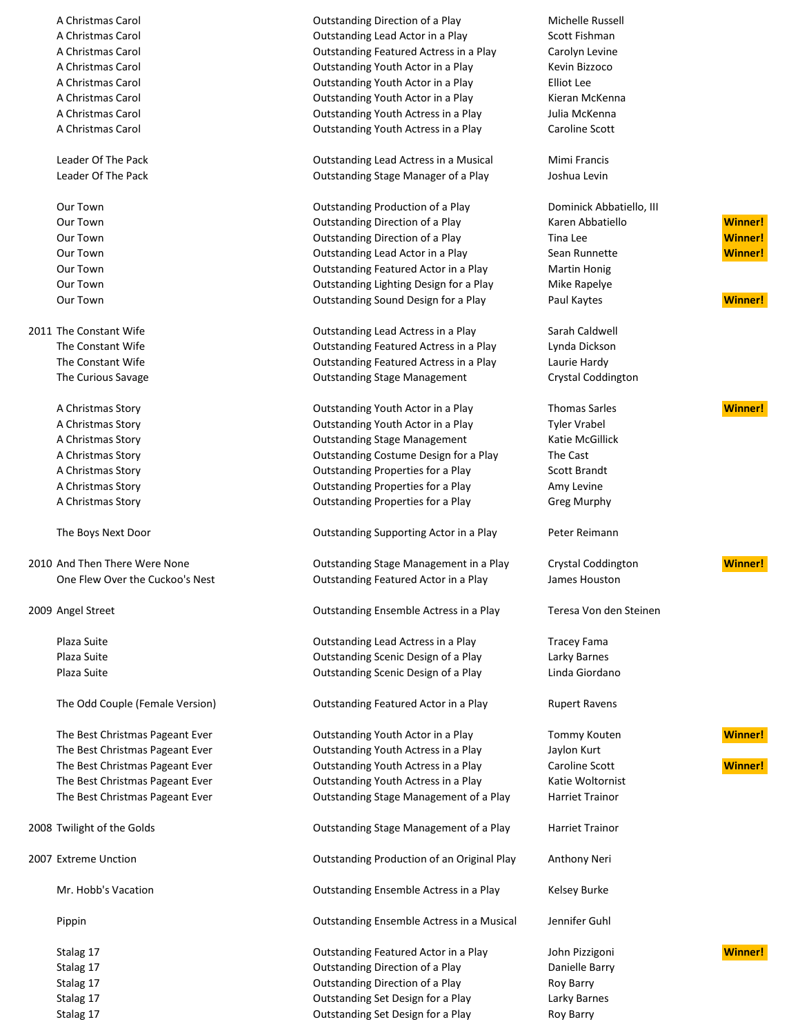| Year | Show | Category | Nominee | Result |
|---|---|---|---|---|
| | A Christmas Carol | Outstanding Direction of a Play | Michelle Russell | |
| | A Christmas Carol | Outstanding Lead Actor in a Play | Scott Fishman | |
| | A Christmas Carol | Outstanding Featured Actress in a Play | Carolyn Levine | |
| | A Christmas Carol | Outstanding Youth Actor in a Play | Kevin Bizzoco | |
| | A Christmas Carol | Outstanding Youth Actor in a Play | Elliot Lee | |
| | A Christmas Carol | Outstanding Youth Actor in a Play | Kieran McKenna | |
| | A Christmas Carol | Outstanding Youth Actress in a Play | Julia McKenna | |
| | A Christmas Carol | Outstanding Youth Actress in a Play | Caroline Scott | |
| | | | | |
| | Leader Of The Pack | Outstanding Lead Actress in a Musical | Mimi Francis | |
| | Leader Of The Pack | Outstanding Stage Manager of a Play | Joshua Levin | |
| | | | | |
| | Our Town | Outstanding Production of a Play | Dominick Abbatiello, III | |
| | Our Town | Outstanding Direction of a Play | Karen Abbatiello | **Winner!** |
| | Our Town | Outstanding Direction of a Play | Tina Lee | **Winner!** |
| | Our Town | Outstanding Lead Actor in a Play | Sean Runnette | **Winner!** |
| | Our Town | Outstanding Featured Actor in a Play | Martin Honig | |
| | Our Town | Outstanding Lighting Design for a Play | Mike Rapelye | |
| | Our Town | Outstanding Sound Design for a Play | Paul Kaytes | **Winner!** |
| | | | | |
| 2011 | The Constant Wife | Outstanding Lead Actress in a Play | Sarah Caldwell | |
| | The Constant Wife | Outstanding Featured Actress in a Play | Lynda Dickson | |
| | The Constant Wife | Outstanding Featured Actress in a Play | Laurie Hardy | |
| | The Curious Savage | Outstanding Stage Management | Crystal Coddington | |
| | | | | |
| | A Christmas Story | Outstanding Youth Actor in a Play | Thomas Sarles | **Winner!** |
| | A Christmas Story | Outstanding Youth Actor in a Play | Tyler Vrabel | |
| | A Christmas Story | Outstanding Stage Management | Katie McGillick | |
| | A Christmas Story | Outstanding Costume Design for a Play | The Cast | |
| | A Christmas Story | Outstanding Properties for a Play | Scott Brandt | |
| | A Christmas Story | Outstanding Properties for a Play | Amy Levine | |
| | A Christmas Story | Outstanding Properties for a Play | Greg Murphy | |
| | | | | |
| | The Boys Next Door | Outstanding Supporting Actor in a Play | Peter Reimann | |
| | | | | |
| 2010 | And Then There Were None | Outstanding Stage Management in a Play | Crystal Coddington | **Winner!** |
| | One Flew Over the Cuckoo's Nest | Outstanding Featured Actor in a Play | James Houston | |
| | | | | |
| 2009 | Angel Street | Outstanding Ensemble Actress in a Play | Teresa Von den Steinen | |
| | | | | |
| | Plaza Suite | Outstanding Lead Actress in a Play | Tracey Fama | |
| | Plaza Suite | Outstanding Scenic Design of a Play | Larky Barnes | |
| | Plaza Suite | Outstanding Scenic Design of a Play | Linda Giordano | |
| | | | | |
| | The Odd Couple (Female Version) | Outstanding Featured Actor in a Play | Rupert Ravens | |
| | | | | |
| | The Best Christmas Pageant Ever | Outstanding Youth Actor in a Play | Tommy Kouten | **Winner!** |
| | The Best Christmas Pageant Ever | Outstanding Youth Actress in a Play | Jaylon Kurt | |
| | The Best Christmas Pageant Ever | Outstanding Youth Actress in a Play | Caroline Scott | **Winner!** |
| | The Best Christmas Pageant Ever | Outstanding Youth Actress in a Play | Katie Woltornist | |
| | The Best Christmas Pageant Ever | Outstanding Stage Management of a Play | Harriet Trainor | |
| | | | | |
| 2008 | Twilight of the Golds | Outstanding Stage Management of a Play | Harriet Trainor | |
| | | | | |
| 2007 | Extreme Unction | Outstanding Production of an Original Play | Anthony Neri | |
| | | | | |
| | Mr. Hobb's Vacation | Outstanding Ensemble Actress in a Play | Kelsey Burke | |
| | | | | |
| | Pippin | Outstanding Ensemble Actress in a Musical | Jennifer Guhl | |
| | | | | |
| | Stalag 17 | Outstanding Featured Actor in a Play | John Pizzigoni | **Winner!** |
| | Stalag 17 | Outstanding Direction of a Play | Danielle Barry | |
| | Stalag 17 | Outstanding Direction of a Play | Roy Barry | |
| | Stalag 17 | Outstanding Set Design for a Play | Larky Barnes | |
| | Stalag 17 | Outstanding Set Design for a Play | Roy Barry | |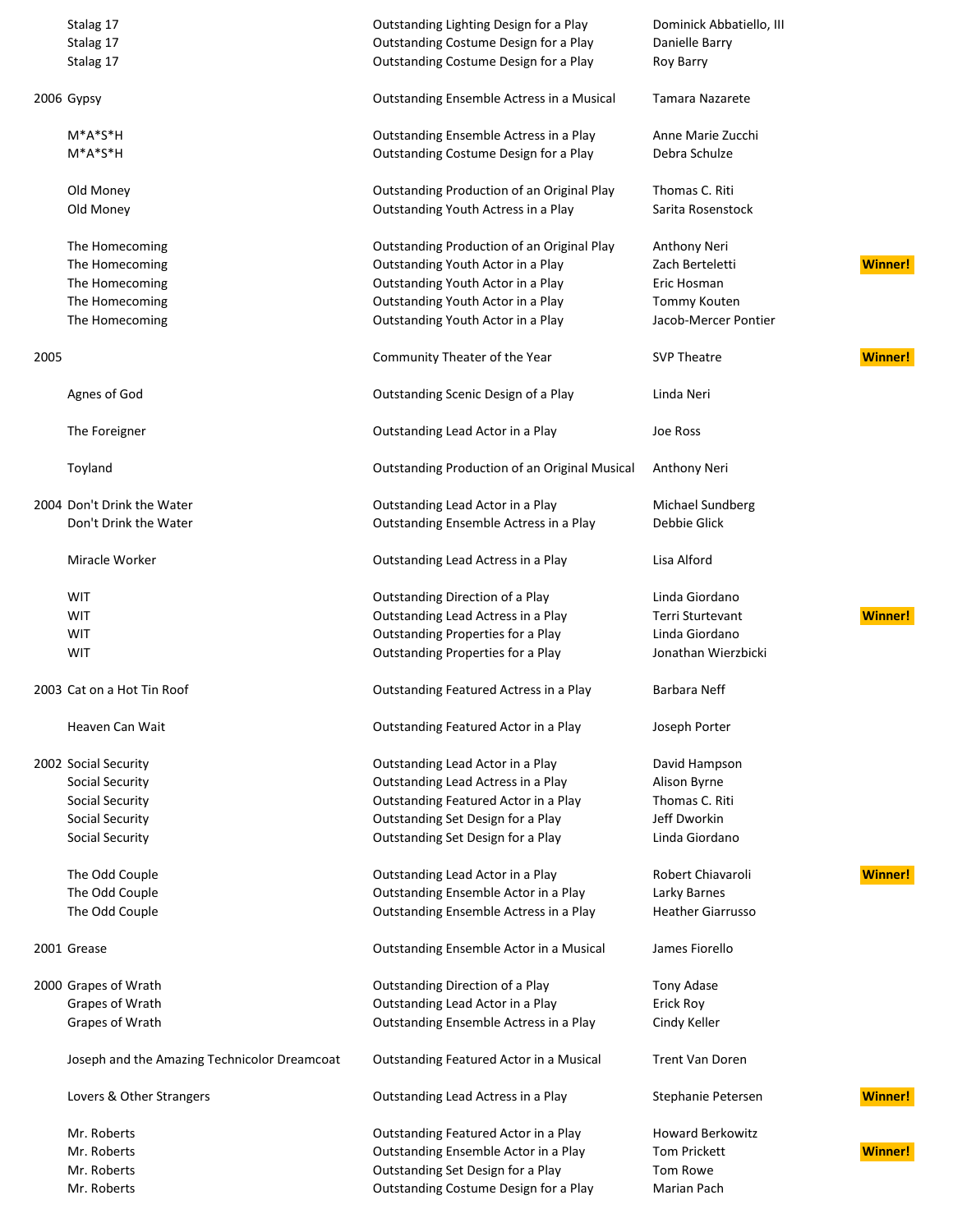| | | | | |
|---|---|---|---|---|
| | Stalag 17 | Outstanding Lighting Design for a Play | Dominick Abbatiello, III | |
| | Stalag 17 | Outstanding Costume Design for a Play | Danielle Barry | |
| | Stalag 17 | Outstanding Costume Design for a Play | Roy Barry | |
| 2006 | Gypsy | Outstanding Ensemble Actress in a Musical | Tamara Nazarete | |
| | M*A*S*H | Outstanding Ensemble Actress in a Play | Anne Marie Zucchi | |
| | M*A*S*H | Outstanding Costume Design for a Play | Debra Schulze | |
| | Old Money | Outstanding Production of an Original Play | Thomas C. Riti | |
| | Old Money | Outstanding Youth Actress in a Play | Sarita Rosenstock | |
| | The Homecoming | Outstanding Production of an Original Play | Anthony Neri | |
| | The Homecoming | Outstanding Youth Actor in a Play | Zach Berteletti | **Winner!** |
| | The Homecoming | Outstanding Youth Actor in a Play | Eric Hosman | |
| | The Homecoming | Outstanding Youth Actor in a Play | Tommy Kouten | |
| | The Homecoming | Outstanding Youth Actor in a Play | Jacob-Mercer Pontier | |
| 2005 | | Community Theater of the Year | SVP Theatre | **Winner!** |
| | Agnes of God | Outstanding Scenic Design of a Play | Linda Neri | |
| | The Foreigner | Outstanding Lead Actor in a Play | Joe Ross | |
| | Toyland | Outstanding Production of an Original Musical | Anthony Neri | |
| 2004 | Don't Drink the Water | Outstanding Lead Actor in a Play | Michael Sundberg | |
| | Don't Drink the Water | Outstanding Ensemble Actress in a Play | Debbie Glick | |
| | Miracle Worker | Outstanding Lead Actress in a Play | Lisa Alford | |
| | WIT | Outstanding Direction of a Play | Linda Giordano | |
| | WIT | Outstanding Lead Actress in a Play | Terri Sturtevant | **Winner!** |
| | WIT | Outstanding Properties for a Play | Linda Giordano | |
| | WIT | Outstanding Properties for a Play | Jonathan Wierzbicki | |
| 2003 | Cat on a Hot Tin Roof | Outstanding Featured Actress in a Play | Barbara Neff | |
| | Heaven Can Wait | Outstanding Featured Actor in a Play | Joseph Porter | |
| 2002 | Social Security | Outstanding Lead Actor in a Play | David Hampson | |
| | Social Security | Outstanding Lead Actress in a Play | Alison Byrne | |
| | Social Security | Outstanding Featured Actor in a Play | Thomas C. Riti | |
| | Social Security | Outstanding Set Design for a Play | Jeff Dworkin | |
| | Social Security | Outstanding Set Design for a Play | Linda Giordano | |
| | The Odd Couple | Outstanding Lead Actor in a Play | Robert Chiavaroli | **Winner!** |
| | The Odd Couple | Outstanding Ensemble Actor in a Play | Larky Barnes | |
| | The Odd Couple | Outstanding Ensemble Actress in a Play | Heather Giarrusso | |
| 2001 | Grease | Outstanding Ensemble Actor in a Musical | James Fiorello | |
| 2000 | Grapes of Wrath | Outstanding Direction of a Play | Tony Adase | |
| | Grapes of Wrath | Outstanding Lead Actor in a Play | Erick Roy | |
| | Grapes of Wrath | Outstanding Ensemble Actress in a Play | Cindy Keller | |
| | Joseph and the Amazing Technicolor Dreamcoat | Outstanding Featured Actor in a Musical | Trent Van Doren | |
| | Lovers & Other Strangers | Outstanding Lead Actress in a Play | Stephanie Petersen | **Winner!** |
| | Mr. Roberts | Outstanding Featured Actor in a Play | Howard Berkowitz | |
| | Mr. Roberts | Outstanding Ensemble Actor in a Play | Tom Prickett | **Winner!** |
| | Mr. Roberts | Outstanding Set Design for a Play | Tom Rowe | |
| | Mr. Roberts | Outstanding Costume Design for a Play | Marian Pach | |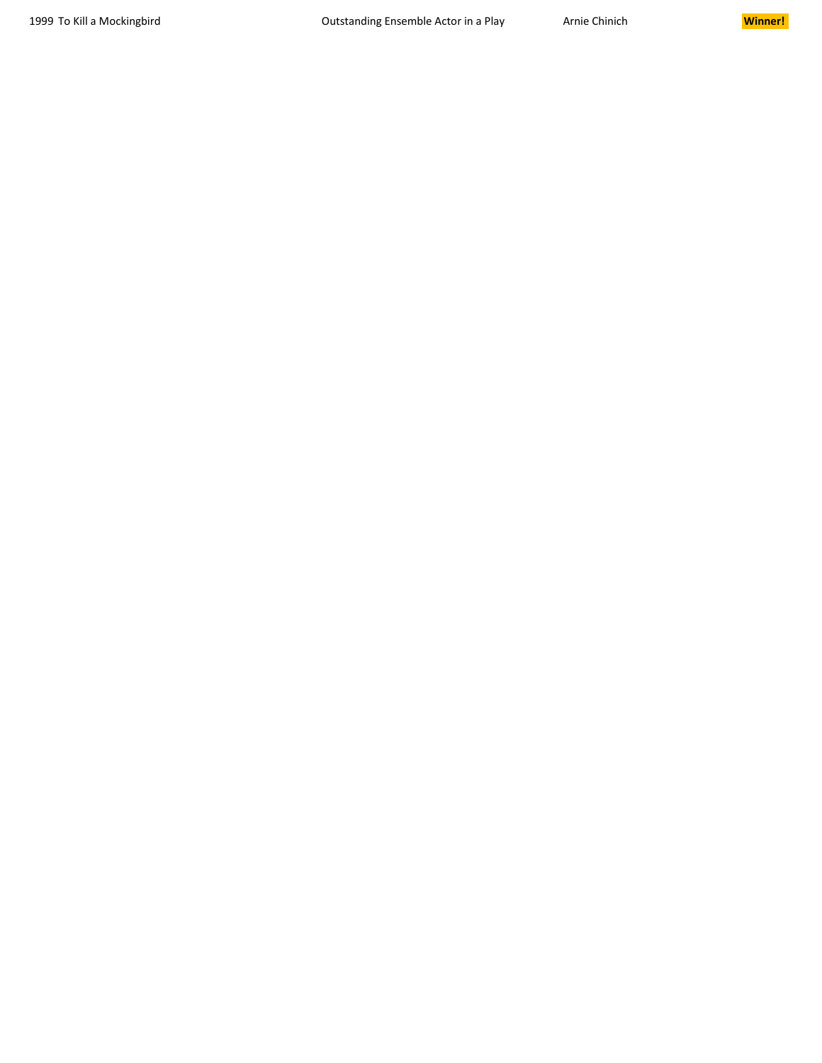| | | | | |
|---|---|---|---|---|
| 1999 | To Kill a Mockingbird | Outstanding Ensemble Actor in a Play | Arnie Chinich | **Winner!** |